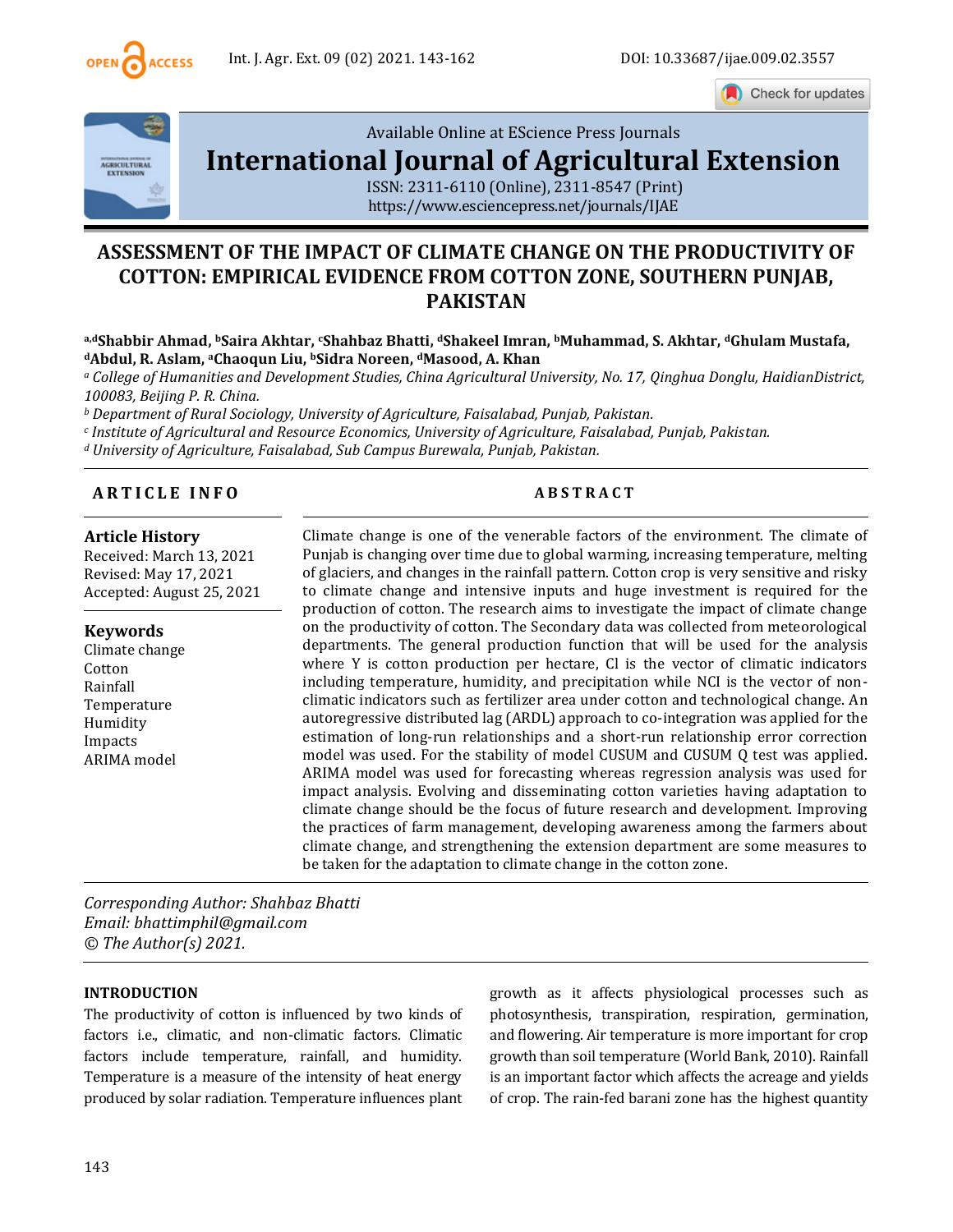Available Online at EScience Press Journals

**International Journal of Agricultural Extension**

ISSN: 2311-6110 (Online), 2311-8547 (Print)
https://www.esciencepress.net/journals/IJAE

# ASSESSMENT OF THE IMPACT OF CLIMATE CHANGE ON THE PRODUCTIVITY OF COTTON: EMPIRICAL EVIDENCE FROM COTTON ZONE, SOUTHERN PUNJAB, PAKISTAN

**[a,d]Shabbir Ahmad, [b]Saira Akhtar, [c]Shahbaz Bhatti, [d]Shakeel Imran, [b]Muhammad, S. Akhtar, [d]Ghulam Mustafa, [d]Abdul, R. Aslam, [a]Chaoqun Liu, [b]Sidra Noreen, [d]Masood, A. Khan**

[a] *College of Humanities and Development Studies, China Agricultural University, No. 17, Qinghua Donglu, HaidianDistrict, 100083, Beijing P. R. China.*
[b] *Department of Rural Sociology, University of Agriculture, Faisalabad, Punjab, Pakistan.*
[c] *Institute of Agricultural and Resource Economics, University of Agriculture, Faisalabad, Punjab, Pakistan.*
[d] *University of Agriculture, Faisalabad, Sub Campus Burewala, Punjab, Pakistan.*

## ARTICLE INFO

**Article History**
Received: March 13, 2021
Revised: May 17, 2021
Accepted: August 25, 2021

**Keywords**
Climate change
Cotton
Rainfall
Temperature
Humidity
Impacts
ARIMA model

## ABSTRACT

Climate change is one of the venerable factors of the environment. The climate of Punjab is changing over time due to global warming, increasing temperature, melting of glaciers, and changes in the rainfall pattern. Cotton crop is very sensitive and risky to climate change and intensive inputs and huge investment is required for the production of cotton. The research aims to investigate the impact of climate change on the productivity of cotton. The Secondary data was collected from meteorological departments. The general production function that will be used for the analysis where Y is cotton production per hectare, Cl is the vector of climatic indicators including temperature, humidity, and precipitation while NCI is the vector of non-climatic indicators such as fertilizer area under cotton and technological change. An autoregressive distributed lag (ARDL) approach to co-integration was applied for the estimation of long-run relationships and a short-run relationship error correction model was used. For the stability of model CUSUM and CUSUM Q test was applied. ARIMA model was used for forecasting whereas regression analysis was used for impact analysis. Evolving and disseminating cotton varieties having adaptation to climate change should be the focus of future research and development. Improving the practices of farm management, developing awareness among the farmers about climate change, and strengthening the extension department are some measures to be taken for the adaptation to climate change in the cotton zone.

*Corresponding Author: Shahbaz Bhatti*
*Email: bhattimphil@gmail.com*
*© The Author(s) 2021.*

## INTRODUCTION

The productivity of cotton is influenced by two kinds of factors i.e., climatic, and non-climatic factors. Climatic factors include temperature, rainfall, and humidity. Temperature is a measure of the intensity of heat energy produced by solar radiation. Temperature influences plant growth as it affects physiological processes such as photosynthesis, transpiration, respiration, germination, and flowering. Air temperature is more important for crop growth than soil temperature (World Bank, 2010). Rainfall is an important factor which affects the acreage and yields of crop. The rain-fed barani zone has the highest quantity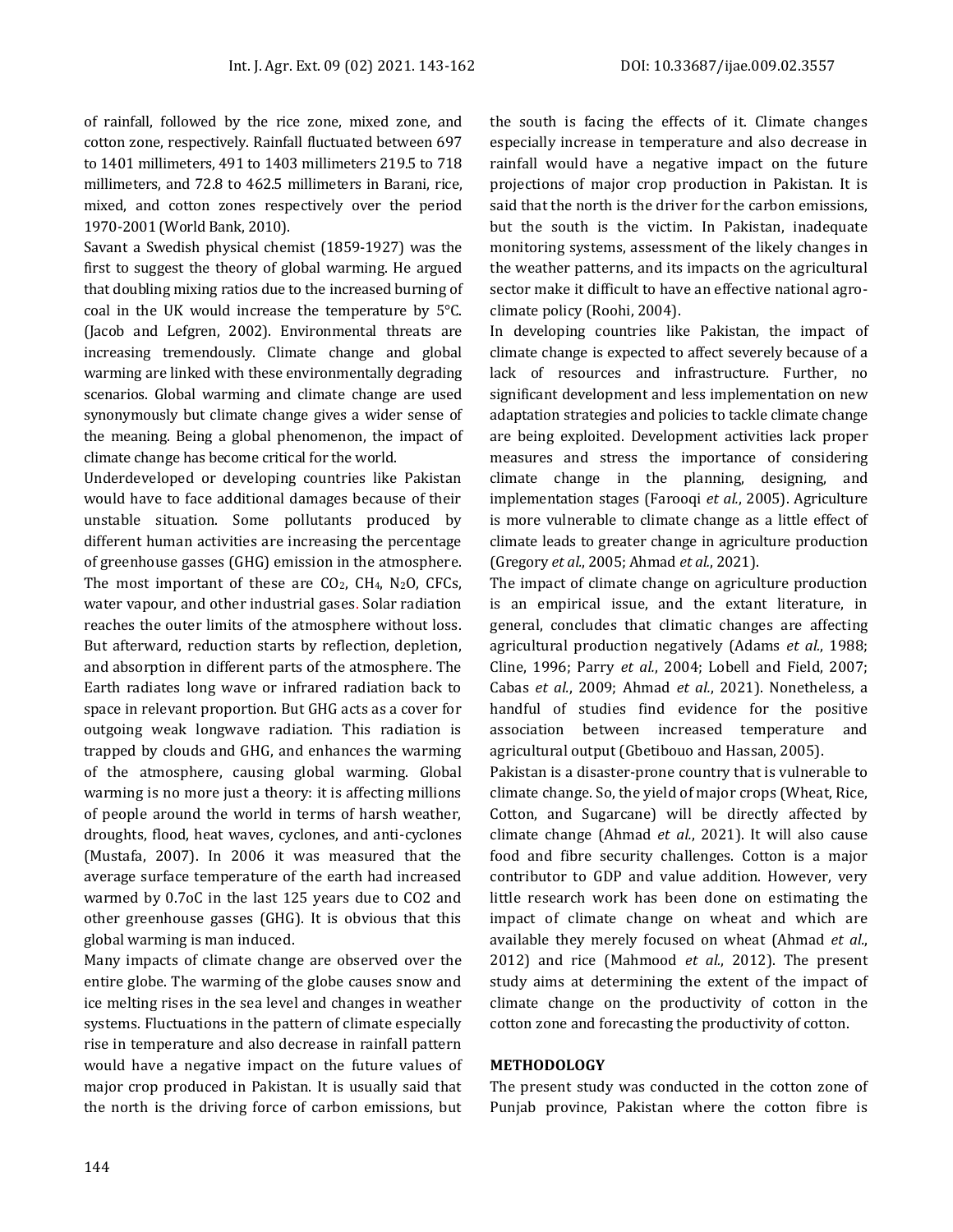of rainfall, followed by the rice zone, mixed zone, and cotton zone, respectively. Rainfall fluctuated between 697 to 1401 millimeters, 491 to 1403 millimeters 219.5 to 718 millimeters, and 72.8 to 462.5 millimeters in Barani, rice, mixed, and cotton zones respectively over the period 1970-2001 (World Bank, 2010).

Savant a Swedish physical chemist (1859-1927) was the first to suggest the theory of global warming. He argued that doubling mixing ratios due to the increased burning of coal in the UK would increase the temperature by 5°C. (Jacob and Lefgren, 2002). Environmental threats are increasing tremendously. Climate change and global warming are linked with these environmentally degrading scenarios. Global warming and climate change are used synonymously but climate change gives a wider sense of the meaning. Being a global phenomenon, the impact of climate change has become critical for the world.

Underdeveloped or developing countries like Pakistan would have to face additional damages because of their unstable situation. Some pollutants produced by different human activities are increasing the percentage of greenhouse gasses (GHG) emission in the atmosphere. The most important of these are $CO_2$, $CH_4$, $N_2O$, CFCs, water vapour, and other industrial gases. Solar radiation reaches the outer limits of the atmosphere without loss. But afterward, reduction starts by reflection, depletion, and absorption in different parts of the atmosphere. The Earth radiates long wave or infrared radiation back to space in relevant proportion. But GHG acts as a cover for outgoing weak longwave radiation. This radiation is trapped by clouds and GHG, and enhances the warming of the atmosphere, causing global warming. Global warming is no more just a theory: it is affecting millions of people around the world in terms of harsh weather, droughts, flood, heat waves, cyclones, and anti-cyclones (Mustafa, 2007). In 2006 it was measured that the average surface temperature of the earth had increased warmed by 0.7oC in the last 125 years due to CO2 and other greenhouse gasses (GHG). It is obvious that this global warming is man induced.

Many impacts of climate change are observed over the entire globe. The warming of the globe causes snow and ice melting rises in the sea level and changes in weather systems. Fluctuations in the pattern of climate especially rise in temperature and also decrease in rainfall pattern would have a negative impact on the future values of major crop produced in Pakistan. It is usually said that the north is the driving force of carbon emissions, but the south is facing the effects of it. Climate changes especially increase in temperature and also decrease in rainfall would have a negative impact on the future projections of major crop production in Pakistan. It is said that the north is the driver for the carbon emissions, but the south is the victim. In Pakistan, inadequate monitoring systems, assessment of the likely changes in the weather patterns, and its impacts on the agricultural sector make it difficult to have an effective national agro-climate policy (Roohi, 2004).

In developing countries like Pakistan, the impact of climate change is expected to affect severely because of a lack of resources and infrastructure. Further, no significant development and less implementation on new adaptation strategies and policies to tackle climate change are being exploited. Development activities lack proper measures and stress the importance of considering climate change in the planning, designing, and implementation stages (Farooqi *et al.*, 2005). Agriculture is more vulnerable to climate change as a little effect of climate leads to greater change in agriculture production (Gregory *et al.*, 2005; Ahmad *et al.*, 2021).

The impact of climate change on agriculture production is an empirical issue, and the extant literature, in general, concludes that climatic changes are affecting agricultural production negatively (Adams *et al.*, 1988; Cline, 1996; Parry *et al.*, 2004; Lobell and Field, 2007; Cabas *et al.*, 2009; Ahmad *et al.*, 2021). Nonetheless, a handful of studies find evidence for the positive association between increased temperature and agricultural output (Gbetibouo and Hassan, 2005).

Pakistan is a disaster-prone country that is vulnerable to climate change. So, the yield of major crops (Wheat, Rice, Cotton, and Sugarcane) will be directly affected by climate change (Ahmad *et al.*, 2021). It will also cause food and fibre security challenges. Cotton is a major contributor to GDP and value addition. However, very little research work has been done on estimating the impact of climate change on wheat and which are available they merely focused on wheat (Ahmad *et al.*, 2012) and rice (Mahmood *et al.*, 2012). The present study aims at determining the extent of the impact of climate change on the productivity of cotton in the cotton zone and forecasting the productivity of cotton.

## METHODOLOGY

The present study was conducted in the cotton zone of Punjab province, Pakistan where the cotton fibre is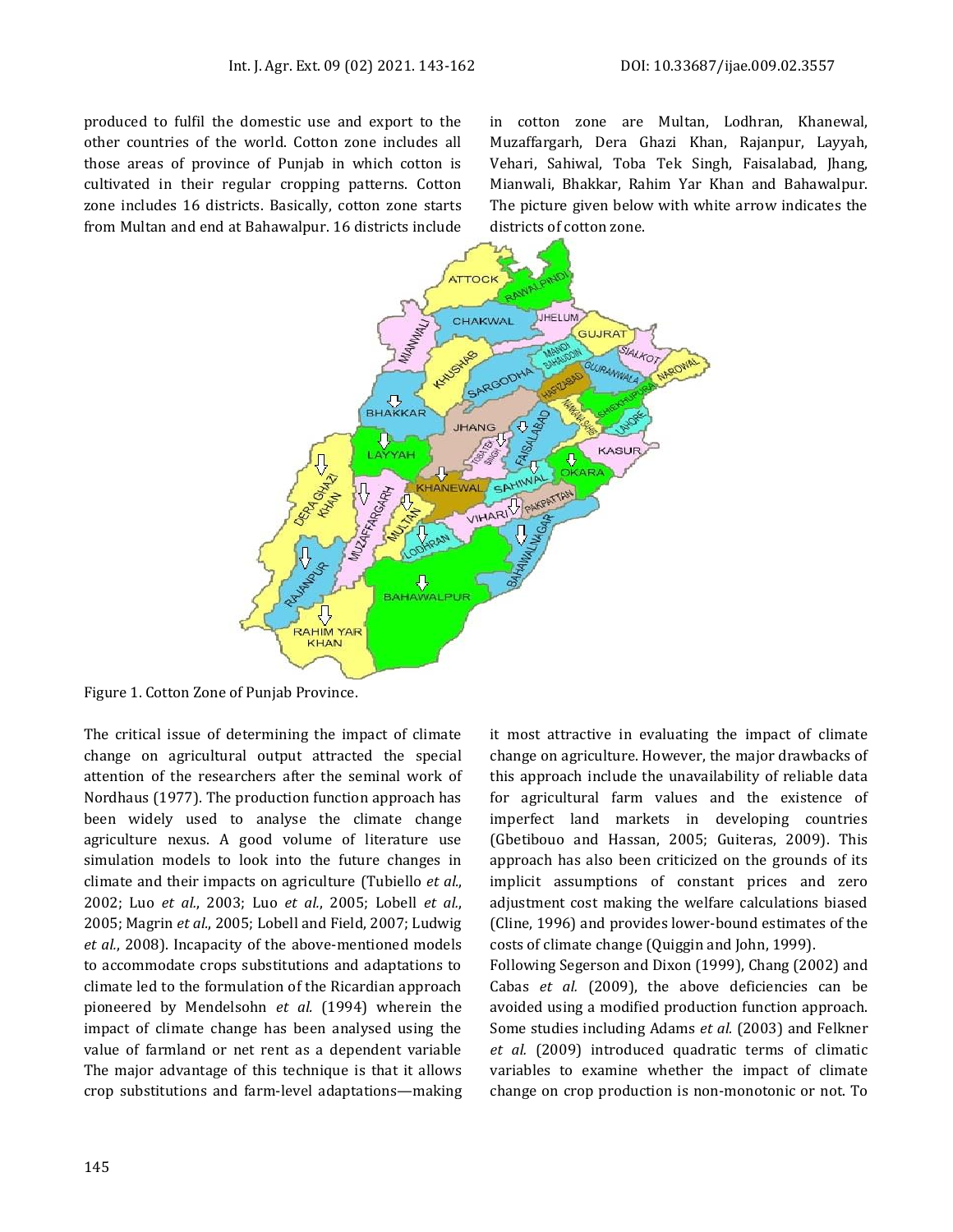produced to fulfil the domestic use and export to the other countries of the world. Cotton zone includes all those areas of province of Punjab in which cotton is cultivated in their regular cropping patterns. Cotton zone includes 16 districts. Basically, cotton zone starts from Multan and end at Bahawalpur. 16 districts include in cotton zone are Multan, Lodhran, Khanewal, Muzaffargarh, Dera Ghazi Khan, Rajanpur, Layyah, Vehari, Sahiwal, Toba Tek Singh, Faisalabad, Jhang, Mianwali, Bhakkar, Rahim Yar Khan and Bahawalpur. The picture given below with white arrow indicates the districts of cotton zone.

Figure 1. Cotton Zone of Punjab Province.

The critical issue of determining the impact of climate change on agricultural output attracted the special attention of the researchers after the seminal work of Nordhaus (1977). The production function approach has been widely used to analyse the climate change agriculture nexus. A good volume of literature use simulation models to look into the future changes in climate and their impacts on agriculture (Tubiello *et al.*, 2002; Luo *et al.*, 2003; Luo *et al.*, 2005; Lobell *et al.*, 2005; Magrin *et al.*, 2005; Lobell and Field, 2007; Ludwig *et al.*, 2008). Incapacity of the above-mentioned models to accommodate crops substitutions and adaptations to climate led to the formulation of the Ricardian approach pioneered by Mendelsohn *et al.* (1994) wherein the impact of climate change has been analysed using the value of farmland or net rent as a dependent variable The major advantage of this technique is that it allows crop substitutions and farm-level adaptations—making it most attractive in evaluating the impact of climate change on agriculture. However, the major drawbacks of this approach include the unavailability of reliable data for agricultural farm values and the existence of imperfect land markets in developing countries (Gbetibouo and Hassan, 2005; Guiteras, 2009). This approach has also been criticized on the grounds of its implicit assumptions of constant prices and zero adjustment cost making the welfare calculations biased (Cline, 1996) and provides lower-bound estimates of the costs of climate change (Quiggin and John, 1999).

Following Segerson and Dixon (1999), Chang (2002) and Cabas *et al.* (2009), the above deficiencies can be avoided using a modified production function approach. Some studies including Adams *et al.* (2003) and Felkner *et al.* (2009) introduced quadratic terms of climatic variables to examine whether the impact of climate change on crop production is non-monotonic or not. To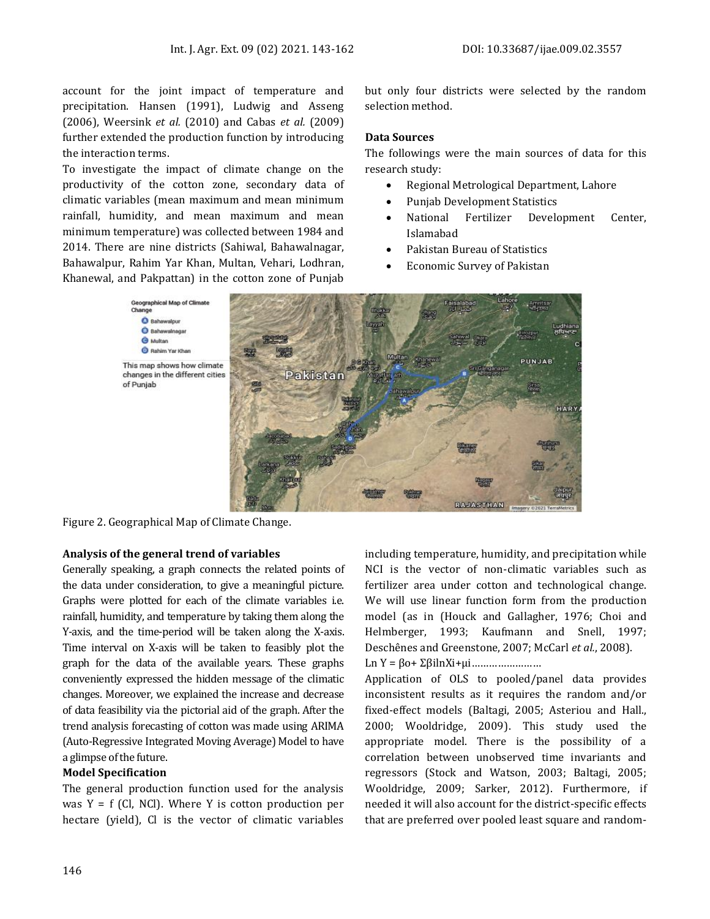account for the joint impact of temperature and precipitation. Hansen (1991), Ludwig and Asseng (2006), Weersink *et al.* (2010) and Cabas *et al.* (2009) further extended the production function by introducing the interaction terms.

To investigate the impact of climate change on the productivity of the cotton zone, secondary data of climatic variables (mean maximum and mean minimum rainfall, humidity, and mean maximum and mean minimum temperature) was collected between 1984 and 2014. There are nine districts (Sahiwal, Bahawalnagar, Bahawalpur, Rahim Yar Khan, Multan, Vehari, Lodhran, Khanewal, and Pakpattan) in the cotton zone of Punjab but only four districts were selected by the random selection method.

**Data Sources**

The followings were the main sources of data for this research study:

- Regional Metrological Department, Lahore
- Punjab Development Statistics
- National Fertilizer Development Center, Islamabad
- Pakistan Bureau of Statistics
- Economic Survey of Pakistan

Figure 2. Geographical Map of Climate Change.

**Analysis of the general trend of variables**

Generally speaking, a graph connects the related points of the data under consideration, to give a meaningful picture. Graphs were plotted for each of the climate variables i.e. rainfall, humidity, and temperature by taking them along the Y-axis, and the time-period will be taken along the X-axis. Time interval on X-axis will be taken to feasibly plot the graph for the data of the available years. These graphs conveniently expressed the hidden message of the climatic changes. Moreover, we explained the increase and decrease of data feasibility via the pictorial aid of the graph. After the trend analysis forecasting of cotton was made using ARIMA (Auto-Regressive Integrated Moving Average) Model to have a glimpse of the future.

**Model Specification**

The general production function used for the analysis was Y = f (Cl, NCl). Where Y is cotton production per hectare (yield), Cl is the vector of climatic variables including temperature, humidity, and precipitation while NCI is the vector of non-climatic variables such as fertilizer area under cotton and technological change. We will use linear function form from the production model (as in (Houck and Gallagher, 1976; Choi and Helmberger, 1993; Kaufmann and Snell, 1997; Deschênes and Greenstone, 2007; McCarl *et al.*, 2008).

$\text{Ln } Y = \beta_o + \Sigma\beta_i \ln X_i + \mu_i$……………………

Application of OLS to pooled/panel data provides inconsistent results as it requires the random and/or fixed-effect models (Baltagi, 2005; Asteriou and Hall., 2000; Wooldridge, 2009). This study used the appropriate model. There is the possibility of a correlation between unobserved time invariants and regressors (Stock and Watson, 2003; Baltagi, 2005; Wooldridge, 2009; Sarker, 2012). Furthermore, if needed it will also account for the district-specific effects that are preferred over pooled least square and random-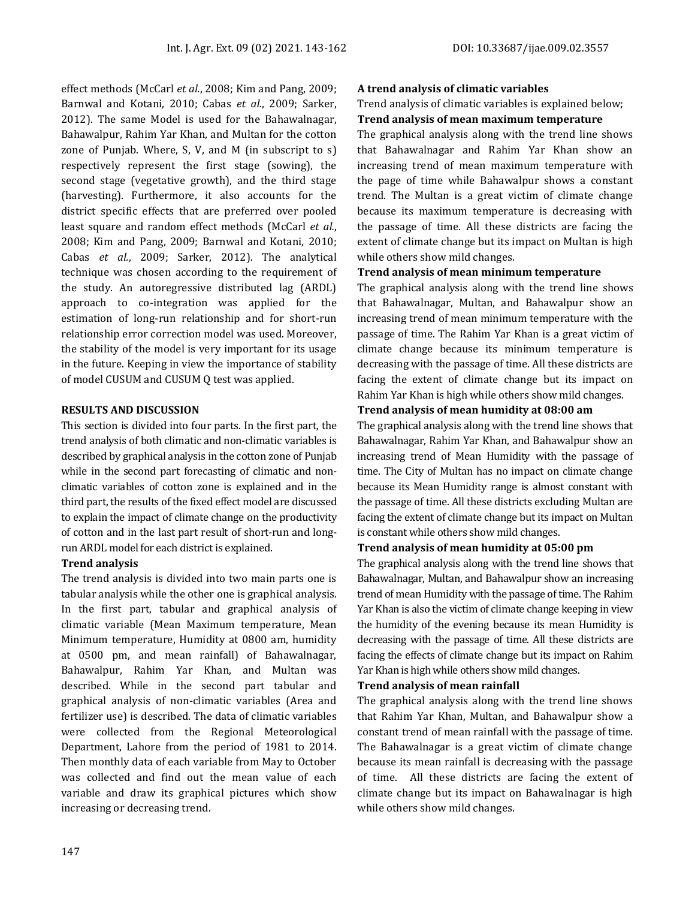effect methods (McCarl *et al.*, 2008; Kim and Pang, 2009; Barnwal and Kotani, 2010; Cabas *et al.*, 2009; Sarker, 2012). The same Model is used for the Bahawalnagar, Bahawalpur, Rahim Yar Khan, and Multan for the cotton zone of Punjab. Where, S, V, and M (in subscript to s) respectively represent the first stage (sowing), the second stage (vegetative growth), and the third stage (harvesting). Furthermore, it also accounts for the district specific effects that are preferred over pooled least square and random effect methods (McCarl *et al.*, 2008; Kim and Pang, 2009; Barnwal and Kotani, 2010; Cabas *et al.*, 2009; Sarker, 2012). The analytical technique was chosen according to the requirement of the study. An autoregressive distributed lag (ARDL) approach to co-integration was applied for the estimation of long-run relationship and for short-run relationship error correction model was used. Moreover, the stability of the model is very important for its usage in the future. Keeping in view the importance of stability of model CUSUM and CUSUM Q test was applied.

## RESULTS AND DISCUSSION

This section is divided into four parts. In the first part, the trend analysis of both climatic and non-climatic variables is described by graphical analysis in the cotton zone of Punjab while in the second part forecasting of climatic and non-climatic variables of cotton zone is explained and in the third part, the results of the fixed effect model are discussed to explain the impact of climate change on the productivity of cotton and in the last part result of short-run and long-run ARDL model for each district is explained.

### Trend analysis

The trend analysis is divided into two main parts one is tabular analysis while the other one is graphical analysis. In the first part, tabular and graphical analysis of climatic variable (Mean Maximum temperature, Mean Minimum temperature, Humidity at 0800 am, humidity at 0500 pm, and mean rainfall) of Bahawalnagar, Bahawalpur, Rahim Yar Khan, and Multan was described. While in the second part tabular and graphical analysis of non-climatic variables (Area and fertilizer use) is described. The data of climatic variables were collected from the Regional Meteorological Department, Lahore from the period of 1981 to 2014. Then monthly data of each variable from May to October was collected and find out the mean value of each variable and draw its graphical pictures which show increasing or decreasing trend.

### A trend analysis of climatic variables

Trend analysis of climatic variables is explained below;

#### Trend analysis of mean maximum temperature

The graphical analysis along with the trend line shows that Bahawalnagar and Rahim Yar Khan show an increasing trend of mean maximum temperature with the page of time while Bahawalpur shows a constant trend. The Multan is a great victim of climate change because its maximum temperature is decreasing with the passage of time. All these districts are facing the extent of climate change but its impact on Multan is high while others show mild changes.

#### Trend analysis of mean minimum temperature

The graphical analysis along with the trend line shows that Bahawalnagar, Multan, and Bahawalpur show an increasing trend of mean minimum temperature with the passage of time. The Rahim Yar Khan is a great victim of climate change because its minimum temperature is decreasing with the passage of time. All these districts are facing the extent of climate change but its impact on Rahim Yar Khan is high while others show mild changes.

#### Trend analysis of mean humidity at 08:00 am

The graphical analysis along with the trend line shows that Bahawalnagar, Rahim Yar Khan, and Bahawalpur show an increasing trend of Mean Humidity with the passage of time. The City of Multan has no impact on climate change because its Mean Humidity range is almost constant with the passage of time. All these districts excluding Multan are facing the extent of climate change but its impact on Multan is constant while others show mild changes.

#### Trend analysis of mean humidity at 05:00 pm

The graphical analysis along with the trend line shows that Bahawalnagar, Multan, and Bahawalpur show an increasing trend of mean Humidity with the passage of time. The Rahim Yar Khan is also the victim of climate change keeping in view the humidity of the evening because its mean Humidity is decreasing with the passage of time. All these districts are facing the effects of climate change but its impact on Rahim Yar Khan is high while others show mild changes.

#### Trend analysis of mean rainfall

The graphical analysis along with the trend line shows that Rahim Yar Khan, Multan, and Bahawalpur show a constant trend of mean rainfall with the passage of time. The Bahawalnagar is a great victim of climate change because its mean rainfall is decreasing with the passage of time. All these districts are facing the extent of climate change but its impact on Bahawalnagar is high while others show mild changes.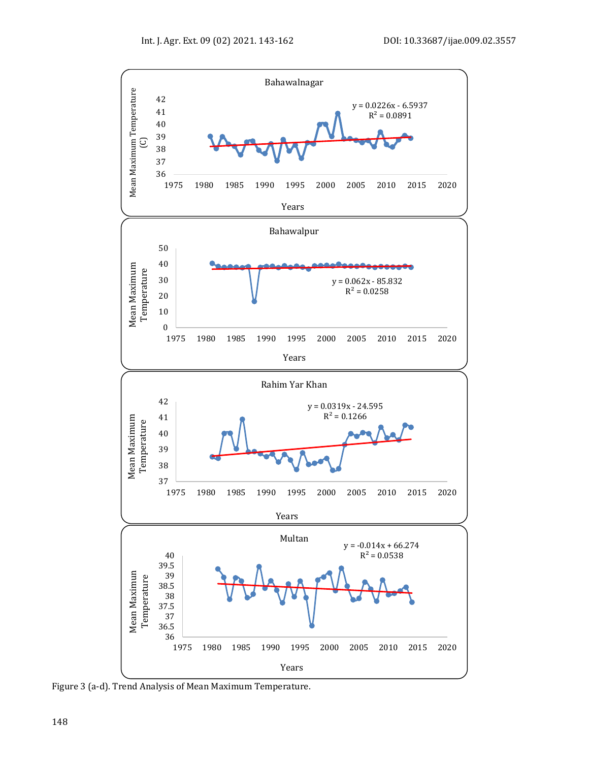Figure 3 (a-d). Trend Analysis of Mean Maximum Temperature.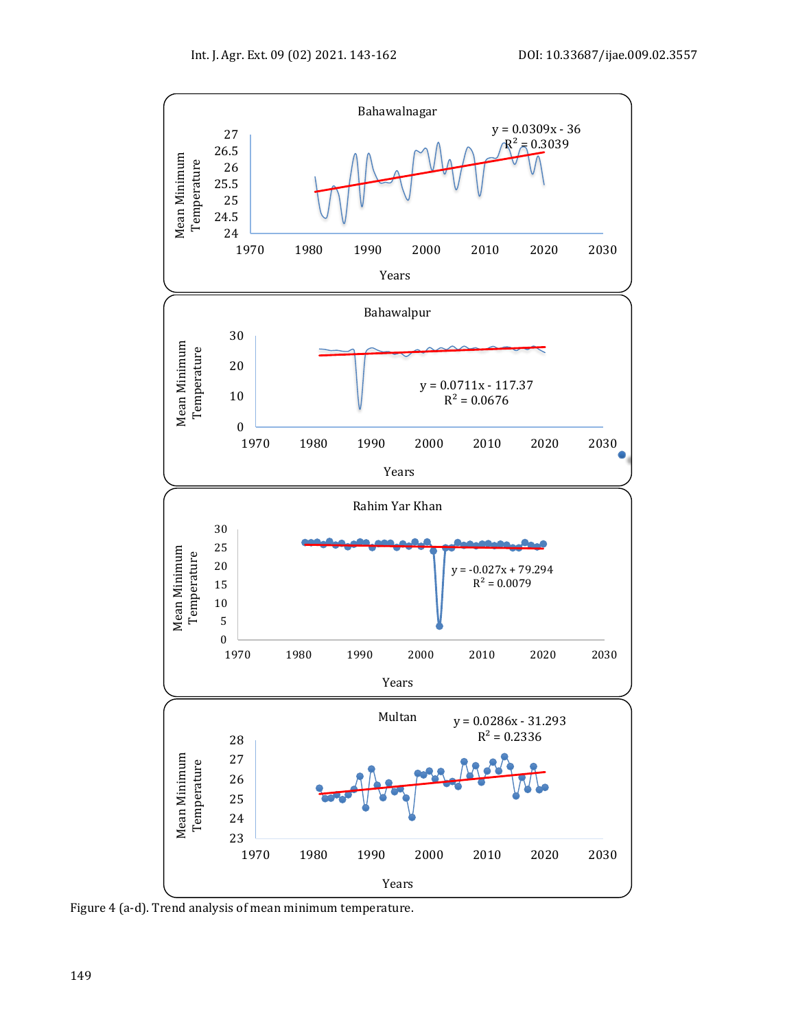Bahawalnagar

y = 0.0309x - 36
$R^2$ = 0.3039

Mean Minimum Temperature

Years

Bahawalpur

y = 0.0711x - 117.37
$R^2$ = 0.0676

Mean Minimum Temperature

Years

Rahim Yar Khan

y = -0.027x + 79.294
$R^2$ = 0.0079

Mean Minimum Temperature

Years

Multan

y = 0.0286x - 31.293
$R^2$ = 0.2336

Mean Minimum Temperature

Years

Figure 4 (a-d). Trend analysis of mean minimum temperature.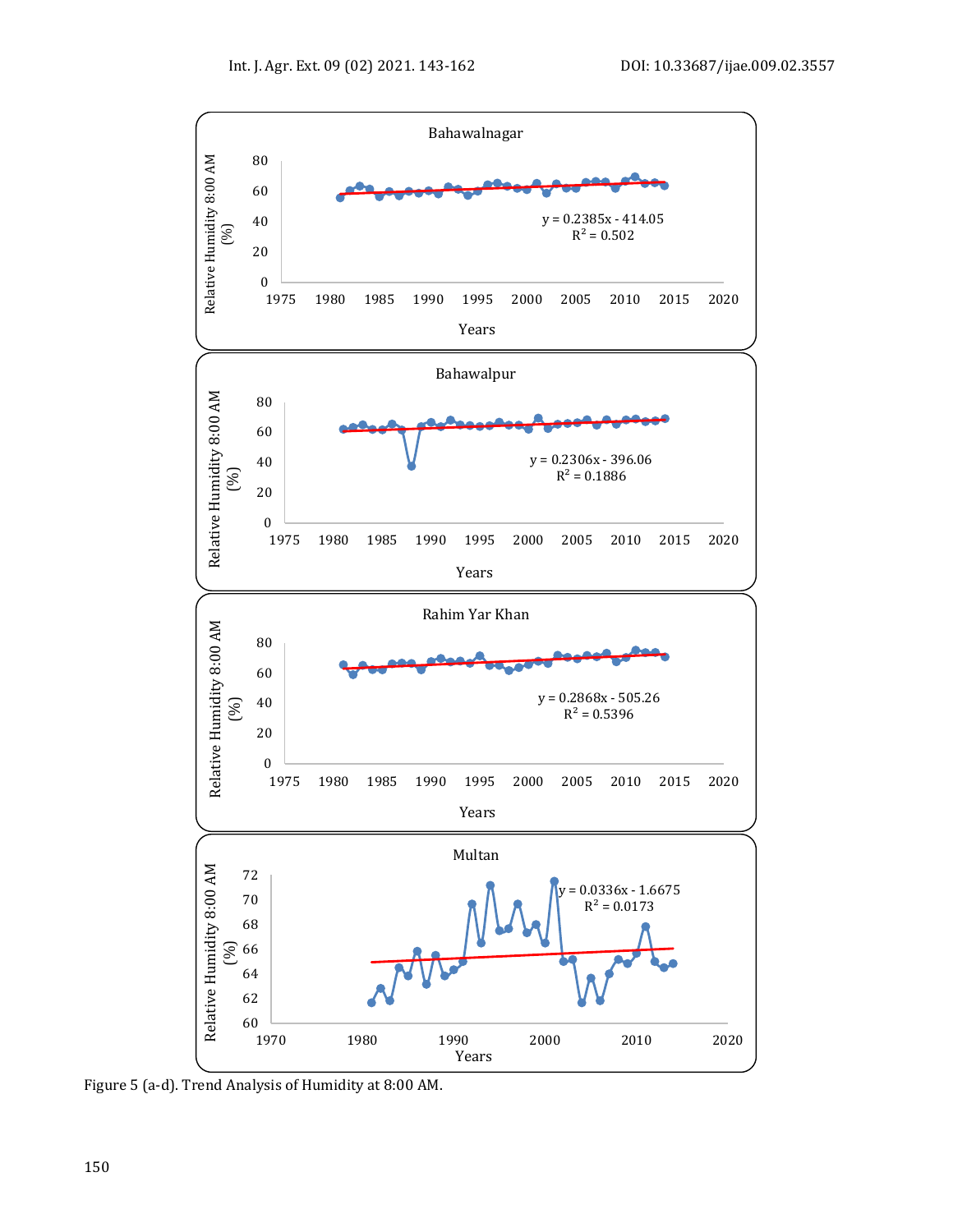Bahawalnagar

Relative Humidity 8:00 AM (%)

$y = 0.2385x - 414.05$
$R^2 = 0.502$

Years

Bahawalpur

Relative Humidity 8:00 AM (%)

$y = 0.2306x - 396.06$
$R^2 = 0.1886$

Years

Rahim Yar Khan

Relative Humidity 8:00 AM (%)

$y = 0.2868x - 505.26$
$R^2 = 0.5396$

Years

Multan

Relative Humidity 8:00 AM (%)

$y = 0.0336x - 1.6675$
$R^2 = 0.0173$

Years

Figure 5 (a-d). Trend Analysis of Humidity at 8:00 AM.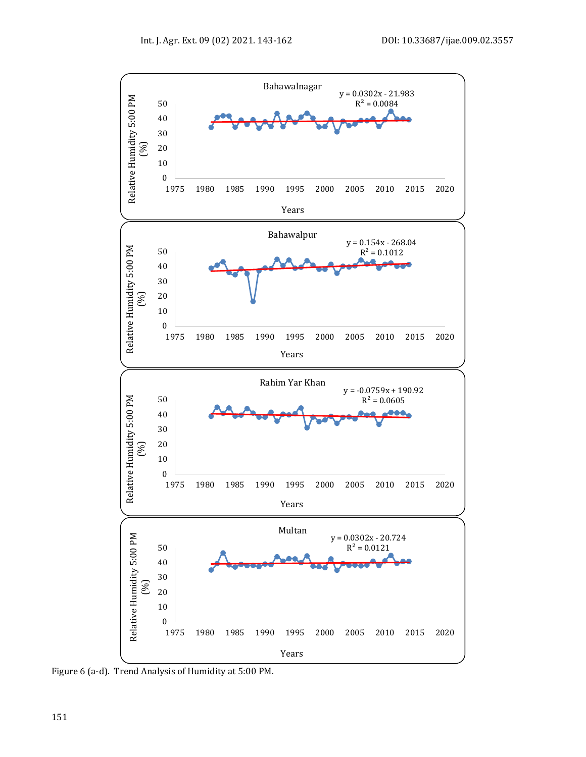Bahawalnagar

$y = 0.0302x - 21.983$
$R^2 = 0.0084$

Bahawalpur

$y = 0.154x - 268.04$
$R^2 = 0.1012$

Rahim Yar Khan

$y = -0.0759x + 190.92$
$R^2 = 0.0605$

Multan

$y = 0.0302x - 20.724$
$R^2 = 0.0121$

Figure 6 (a-d). Trend Analysis of Humidity at 5:00 PM.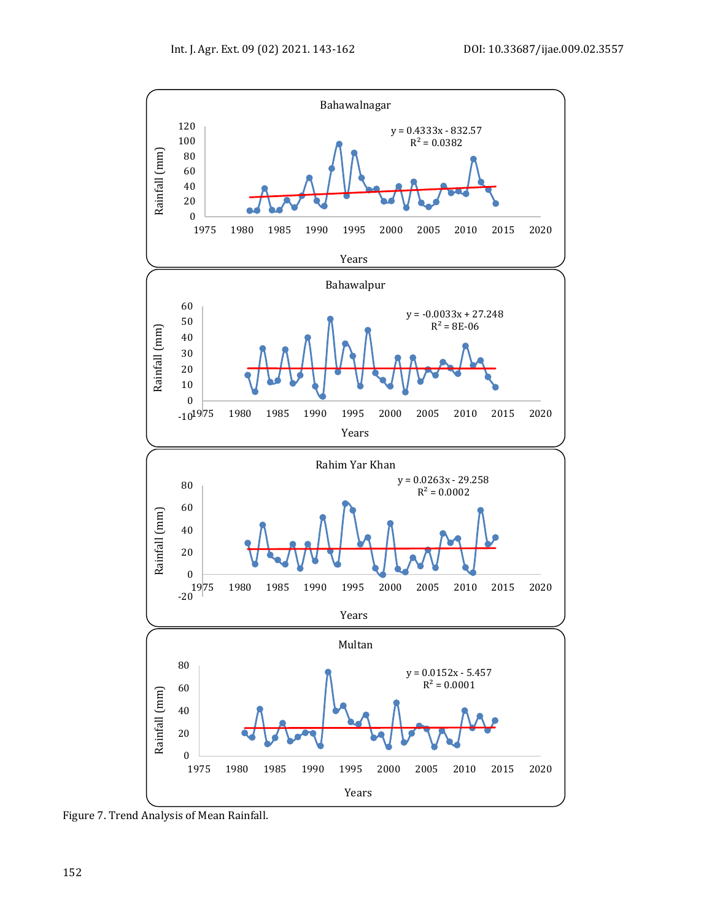Bahawalnagar

$y = 0.4333x - 832.57$
$R^2 = 0.0382$

Bahawalpur

$y = -0.0033x + 27.248$
$R^2 = 8E-06$

Rahim Yar Khan

$y = 0.0263x - 29.258$
$R^2 = 0.0002$

Multan

$y = 0.0152x - 5.457$
$R^2 = 0.0001$

Figure 7. Trend Analysis of Mean Rainfall.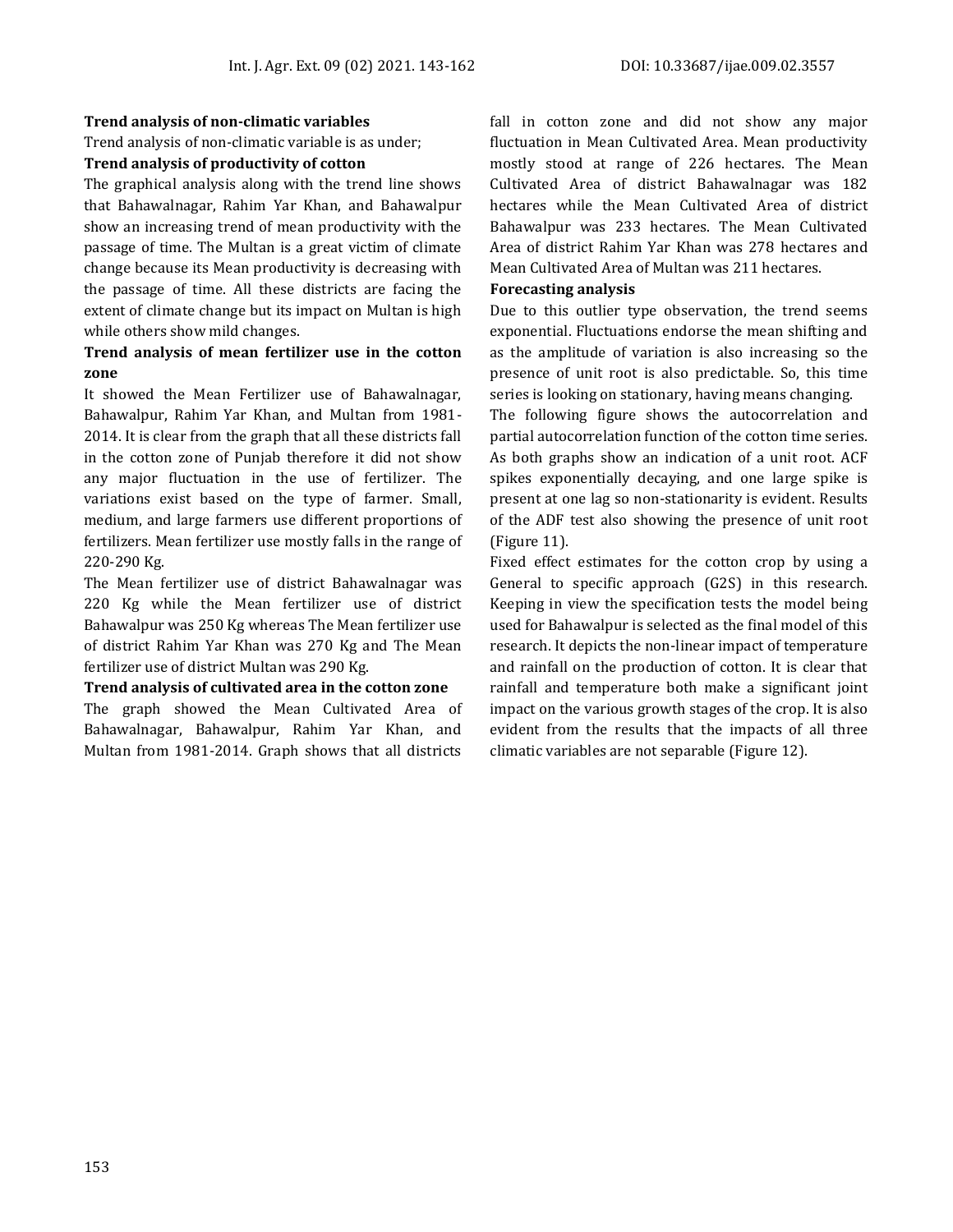**Trend analysis of non-climatic variables**

Trend analysis of non-climatic variable is as under;

**Trend analysis of productivity of cotton**

The graphical analysis along with the trend line shows that Bahawalnagar, Rahim Yar Khan, and Bahawalpur show an increasing trend of mean productivity with the passage of time. The Multan is a great victim of climate change because its Mean productivity is decreasing with the passage of time. All these districts are facing the extent of climate change but its impact on Multan is high while others show mild changes.

**Trend analysis of mean fertilizer use in the cotton zone**

It showed the Mean Fertilizer use of Bahawalnagar, Bahawalpur, Rahim Yar Khan, and Multan from 1981-2014. It is clear from the graph that all these districts fall in the cotton zone of Punjab therefore it did not show any major fluctuation in the use of fertilizer. The variations exist based on the type of farmer. Small, medium, and large farmers use different proportions of fertilizers. Mean fertilizer use mostly falls in the range of 220-290 Kg.

The Mean fertilizer use of district Bahawalnagar was 220 Kg while the Mean fertilizer use of district Bahawalpur was 250 Kg whereas The Mean fertilizer use of district Rahim Yar Khan was 270 Kg and The Mean fertilizer use of district Multan was 290 Kg.

**Trend analysis of cultivated area in the cotton zone**

The graph showed the Mean Cultivated Area of Bahawalnagar, Bahawalpur, Rahim Yar Khan, and Multan from 1981-2014. Graph shows that all districts fall in cotton zone and did not show any major fluctuation in Mean Cultivated Area. Mean productivity mostly stood at range of 226 hectares. The Mean Cultivated Area of district Bahawalnagar was 182 hectares while the Mean Cultivated Area of district Bahawalpur was 233 hectares. The Mean Cultivated Area of district Rahim Yar Khan was 278 hectares and Mean Cultivated Area of Multan was 211 hectares.

**Forecasting analysis**

Due to this outlier type observation, the trend seems exponential. Fluctuations endorse the mean shifting and as the amplitude of variation is also increasing so the presence of unit root is also predictable. So, this time series is looking on stationary, having means changing.

The following figure shows the autocorrelation and partial autocorrelation function of the cotton time series. As both graphs show an indication of a unit root. ACF spikes exponentially decaying, and one large spike is present at one lag so non-stationarity is evident. Results of the ADF test also showing the presence of unit root (Figure 11).

Fixed effect estimates for the cotton crop by using a General to specific approach (G2S) in this research. Keeping in view the specification tests the model being used for Bahawalpur is selected as the final model of this research. It depicts the non-linear impact of temperature and rainfall on the production of cotton. It is clear that rainfall and temperature both make a significant joint impact on the various growth stages of the crop. It is also evident from the results that the impacts of all three climatic variables are not separable (Figure 12).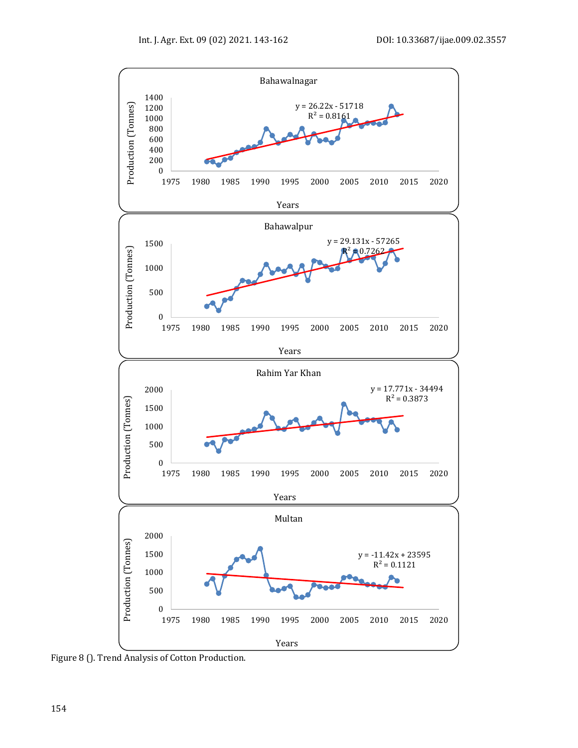Figure 8 (). Trend Analysis of Cotton Production.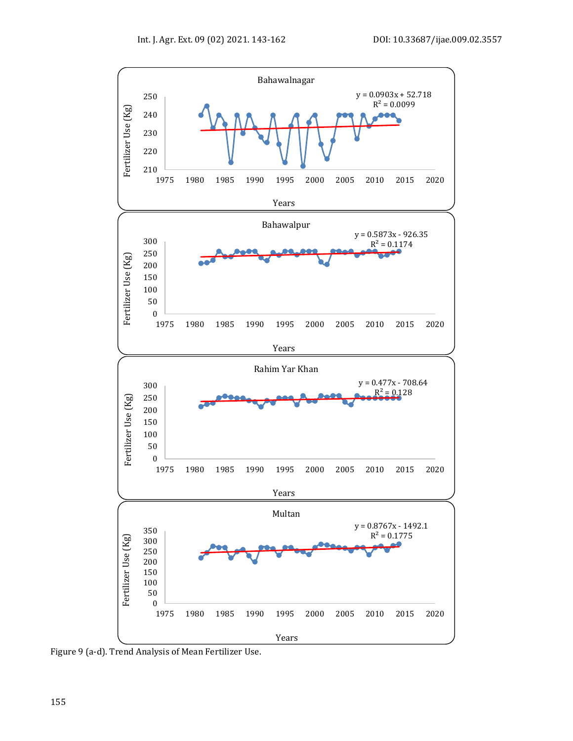Bahawalnagar

$y = 0.0903x + 52.718$
$R^2 = 0.0099$

Bahawalpur

$y = 0.5873x - 926.35$
$R^2 = 0.1174$

Rahim Yar Khan

$y = 0.477x - 708.64$
$R^2 = 0.128$

Multan

$y = 0.8767x - 1492.1$
$R^2 = 0.1775$

Figure 9 (a-d). Trend Analysis of Mean Fertilizer Use.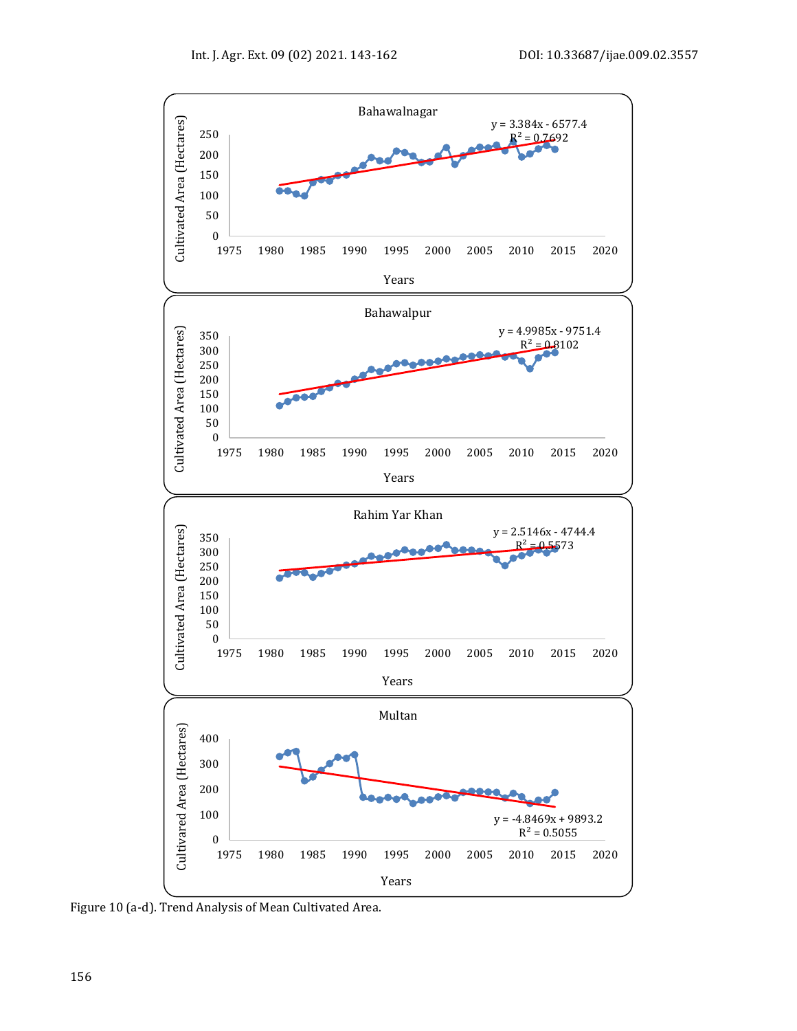Figure 10 (a-d). Trend Analysis of Mean Cultivated Area.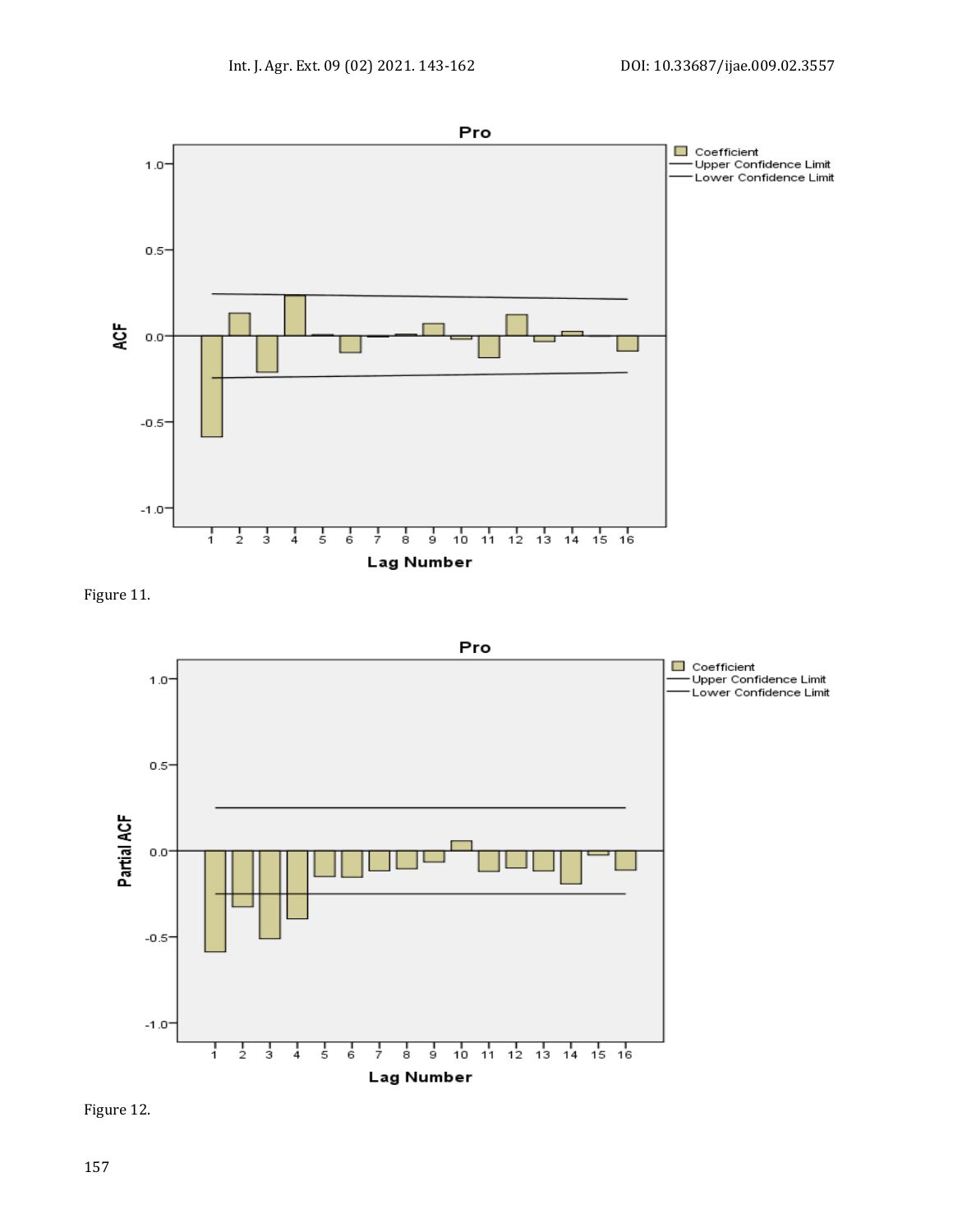Figure 11.

Figure 12.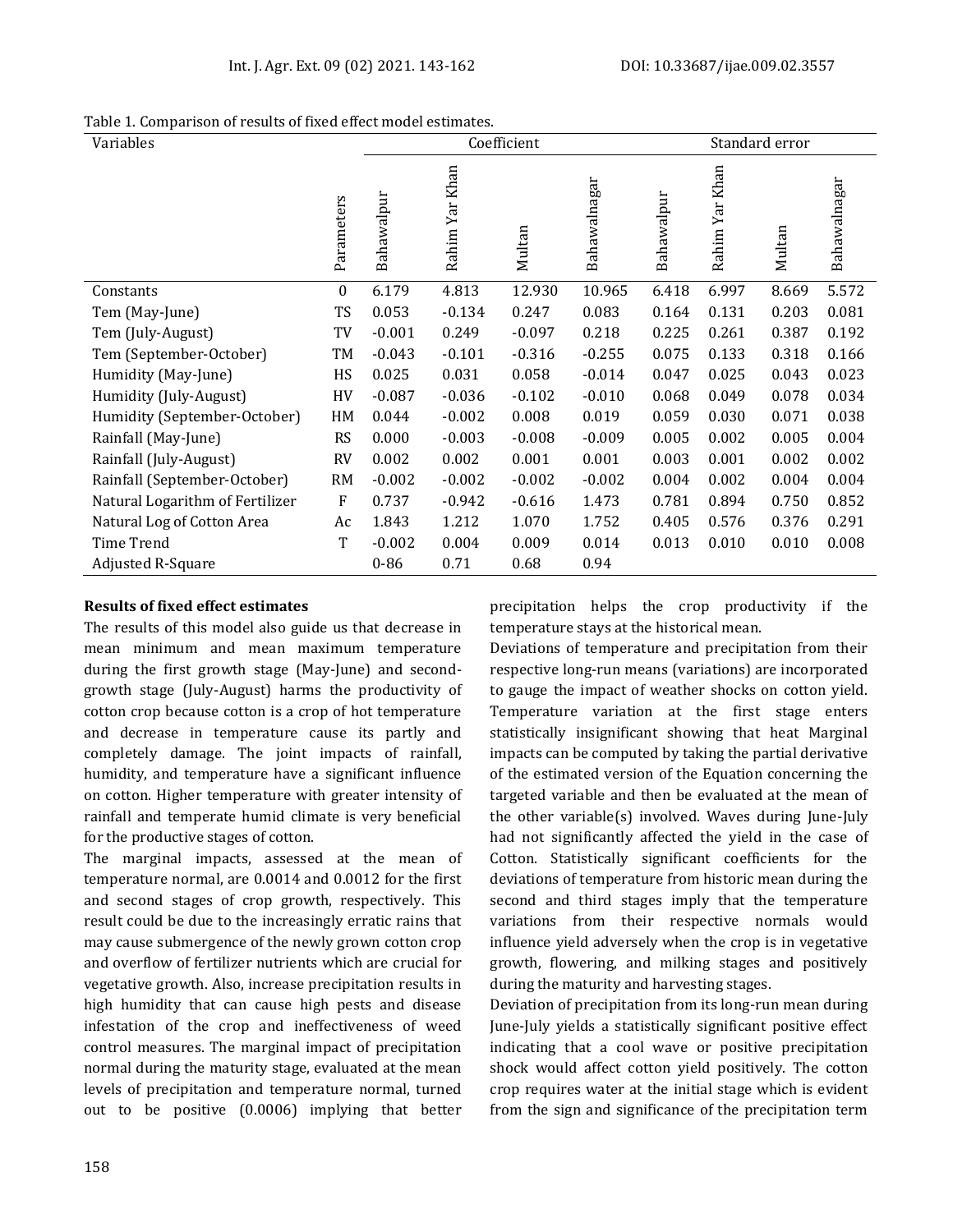Table 1. Comparison of results of fixed effect model estimates.

| Variables | Parameters | Coefficient | | | | Standard error | | | |
|---|---|---|---|---|---|---|---|---|---|
| | | Bahawalpur | Rahim Yar Khan | Multan | Bahawalnagar | Bahawalpur | Rahim Yar Khan | Multan | Bahawalnagar |
| Constants | 0 | 6.179 | 4.813 | 12.930 | 10.965 | 6.418 | 6.997 | 8.669 | 5.572 |
| Tem (May-June) | TS | 0.053 | -0.134 | 0.247 | 0.083 | 0.164 | 0.131 | 0.203 | 0.081 |
| Tem (July-August) | TV | -0.001 | 0.249 | -0.097 | 0.218 | 0.225 | 0.261 | 0.387 | 0.192 |
| Tem (September-October) | TM | -0.043 | -0.101 | -0.316 | -0.255 | 0.075 | 0.133 | 0.318 | 0.166 |
| Humidity (May-June) | HS | 0.025 | 0.031 | 0.058 | -0.014 | 0.047 | 0.025 | 0.043 | 0.023 |
| Humidity (July-August) | HV | -0.087 | -0.036 | -0.102 | -0.010 | 0.068 | 0.049 | 0.078 | 0.034 |
| Humidity (September-October) | HM | 0.044 | -0.002 | 0.008 | 0.019 | 0.059 | 0.030 | 0.071 | 0.038 |
| Rainfall (May-June) | RS | 0.000 | -0.003 | -0.008 | -0.009 | 0.005 | 0.002 | 0.005 | 0.004 |
| Rainfall (July-August) | RV | 0.002 | 0.002 | 0.001 | 0.001 | 0.003 | 0.001 | 0.002 | 0.002 |
| Rainfall (September-October) | RM | -0.002 | -0.002 | -0.002 | -0.002 | 0.004 | 0.002 | 0.004 | 0.004 |
| Natural Logarithm of Fertilizer | F | 0.737 | -0.942 | -0.616 | 1.473 | 0.781 | 0.894 | 0.750 | 0.852 |
| Natural Log of Cotton Area | Ac | 1.843 | 1.212 | 1.070 | 1.752 | 0.405 | 0.576 | 0.376 | 0.291 |
| Time Trend | T | -0.002 | 0.004 | 0.009 | 0.014 | 0.013 | 0.010 | 0.010 | 0.008 |
| Adjusted R-Square | | 0-86 | 0.71 | 0.68 | 0.94 | | | | |

**Results of fixed effect estimates**

The results of this model also guide us that decrease in mean minimum and mean maximum temperature during the first growth stage (May-June) and second-growth stage (July-August) harms the productivity of cotton crop because cotton is a crop of hot temperature and decrease in temperature cause its partly and completely damage. The joint impacts of rainfall, humidity, and temperature have a significant influence on cotton. Higher temperature with greater intensity of rainfall and temperate humid climate is very beneficial for the productive stages of cotton.

The marginal impacts, assessed at the mean of temperature normal, are 0.0014 and 0.0012 for the first and second stages of crop growth, respectively. This result could be due to the increasingly erratic rains that may cause submergence of the newly grown cotton crop and overflow of fertilizer nutrients which are crucial for vegetative growth. Also, increase precipitation results in high humidity that can cause high pests and disease infestation of the crop and ineffectiveness of weed control measures. The marginal impact of precipitation normal during the maturity stage, evaluated at the mean levels of precipitation and temperature normal, turned out to be positive (0.0006) implying that better precipitation helps the crop productivity if the temperature stays at the historical mean.

Deviations of temperature and precipitation from their respective long-run means (variations) are incorporated to gauge the impact of weather shocks on cotton yield. Temperature variation at the first stage enters statistically insignificant showing that heat Marginal impacts can be computed by taking the partial derivative of the estimated version of the Equation concerning the targeted variable and then be evaluated at the mean of the other variable(s) involved. Waves during June-July had not significantly affected the yield in the case of Cotton. Statistically significant coefficients for the deviations of temperature from historic mean during the second and third stages imply that the temperature variations from their respective normals would influence yield adversely when the crop is in vegetative growth, flowering, and milking stages and positively during the maturity and harvesting stages.

Deviation of precipitation from its long-run mean during June-July yields a statistically significant positive effect indicating that a cool wave or positive precipitation shock would affect cotton yield positively. The cotton crop requires water at the initial stage which is evident from the sign and significance of the precipitation term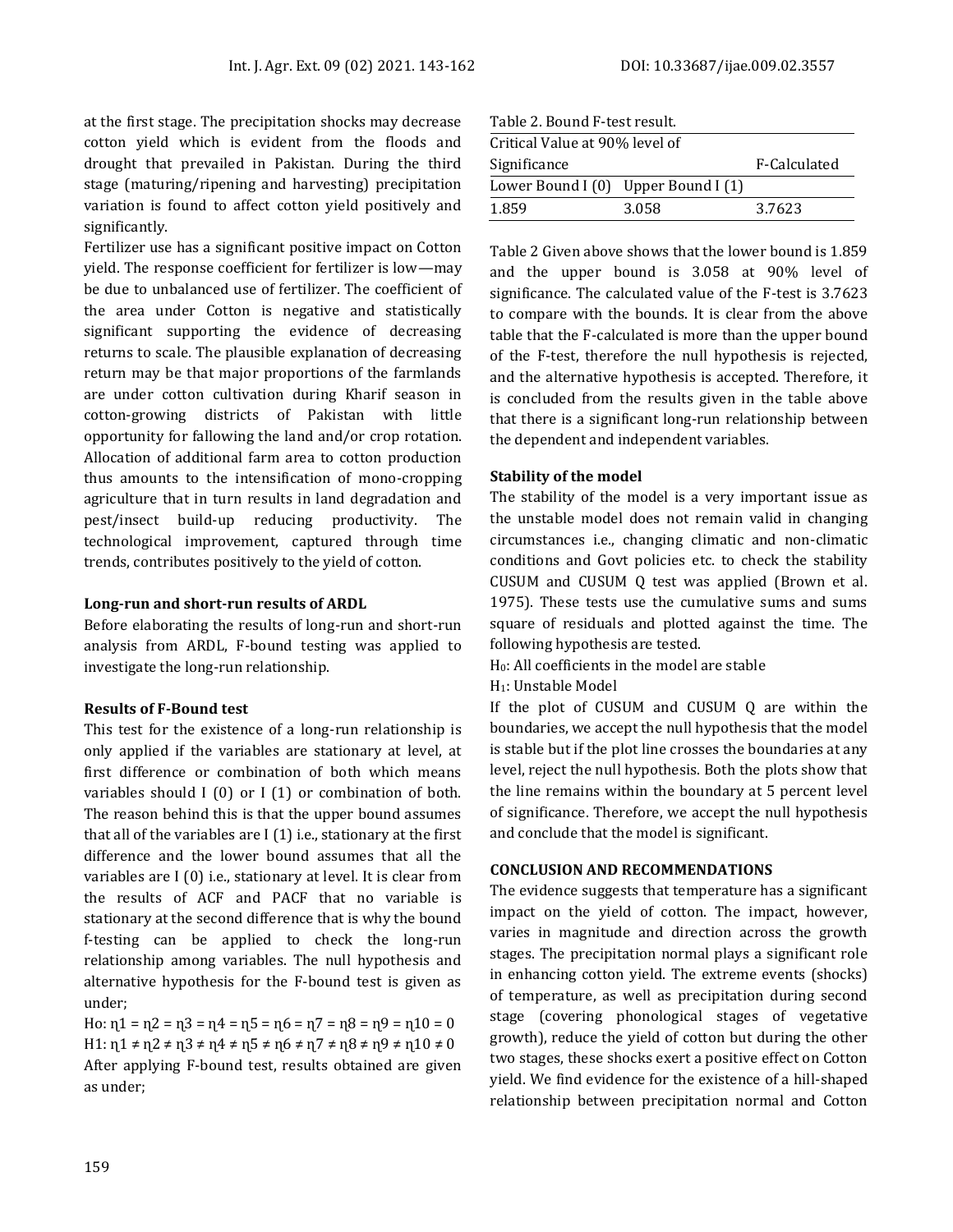at the first stage. The precipitation shocks may decrease cotton yield which is evident from the floods and drought that prevailed in Pakistan. During the third stage (maturing/ripening and harvesting) precipitation variation is found to affect cotton yield positively and significantly.

Fertilizer use has a significant positive impact on Cotton yield. The response coefficient for fertilizer is low—may be due to unbalanced use of fertilizer. The coefficient of the area under Cotton is negative and statistically significant supporting the evidence of decreasing returns to scale. The plausible explanation of decreasing return may be that major proportions of the farmlands are under cotton cultivation during Kharif season in cotton-growing districts of Pakistan with little opportunity for fallowing the land and/or crop rotation. Allocation of additional farm area to cotton production thus amounts to the intensification of mono-cropping agriculture that in turn results in land degradation and pest/insect build-up reducing productivity. The technological improvement, captured through time trends, contributes positively to the yield of cotton.

**Long-run and short-run results of ARDL**

Before elaborating the results of long-run and short-run analysis from ARDL, F-bound testing was applied to investigate the long-run relationship.

**Results of F-Bound test**

This test for the existence of a long-run relationship is only applied if the variables are stationary at level, at first difference or combination of both which means variables should I (0) or I (1) or combination of both. The reason behind this is that the upper bound assumes that all of the variables are I (1) i.e., stationary at the first difference and the lower bound assumes that all the variables are I (0) i.e., stationary at level. It is clear from the results of ACF and PACF that no variable is stationary at the second difference that is why the bound f-testing can be applied to check the long-run relationship among variables. The null hypothesis and alternative hypothesis for the F-bound test is given as under;

Ho: $\eta 1 = \eta 2 = \eta 3 = \eta 4 = \eta 5 = \eta 6 = \eta 7 = \eta 8 = \eta 9 = \eta 10 = 0$

H1: $\eta 1 \neq \eta 2 \neq \eta 3 \neq \eta 4 \neq \eta 5 \neq \eta 6 \neq \eta 7 \neq \eta 8 \neq \eta 9 \neq \eta 10 \neq 0$

After applying F-bound test, results obtained are given as under;

Table 2. Bound F-test result.

| Critical Value at 90% level of Significance | | F-Calculated |
|---|---|---|
| Lower Bound I (0) | Upper Bound I (1) | |
| 1.859 | 3.058 | 3.7623 |

Table 2 Given above shows that the lower bound is 1.859 and the upper bound is 3.058 at 90% level of significance. The calculated value of the F-test is 3.7623 to compare with the bounds. It is clear from the above table that the F-calculated is more than the upper bound of the F-test, therefore the null hypothesis is rejected, and the alternative hypothesis is accepted. Therefore, it is concluded from the results given in the table above that there is a significant long-run relationship between the dependent and independent variables.

**Stability of the model**

The stability of the model is a very important issue as the unstable model does not remain valid in changing circumstances i.e., changing climatic and non-climatic conditions and Govt policies etc. to check the stability CUSUM and CUSUM Q test was applied (Brown et al. 1975). These tests use the cumulative sums and sums square of residuals and plotted against the time. The following hypothesis are tested.

$H_0$: All coefficients in the model are stable

$H_1$: Unstable Model

If the plot of CUSUM and CUSUM Q are within the boundaries, we accept the null hypothesis that the model is stable but if the plot line crosses the boundaries at any level, reject the null hypothesis. Both the plots show that the line remains within the boundary at 5 percent level of significance. Therefore, we accept the null hypothesis and conclude that the model is significant.

## CONCLUSION AND RECOMMENDATIONS

The evidence suggests that temperature has a significant impact on the yield of cotton. The impact, however, varies in magnitude and direction across the growth stages. The precipitation normal plays a significant role in enhancing cotton yield. The extreme events (shocks) of temperature, as well as precipitation during second stage (covering phonological stages of vegetative growth), reduce the yield of cotton but during the other two stages, these shocks exert a positive effect on Cotton yield. We find evidence for the existence of a hill-shaped relationship between precipitation normal and Cotton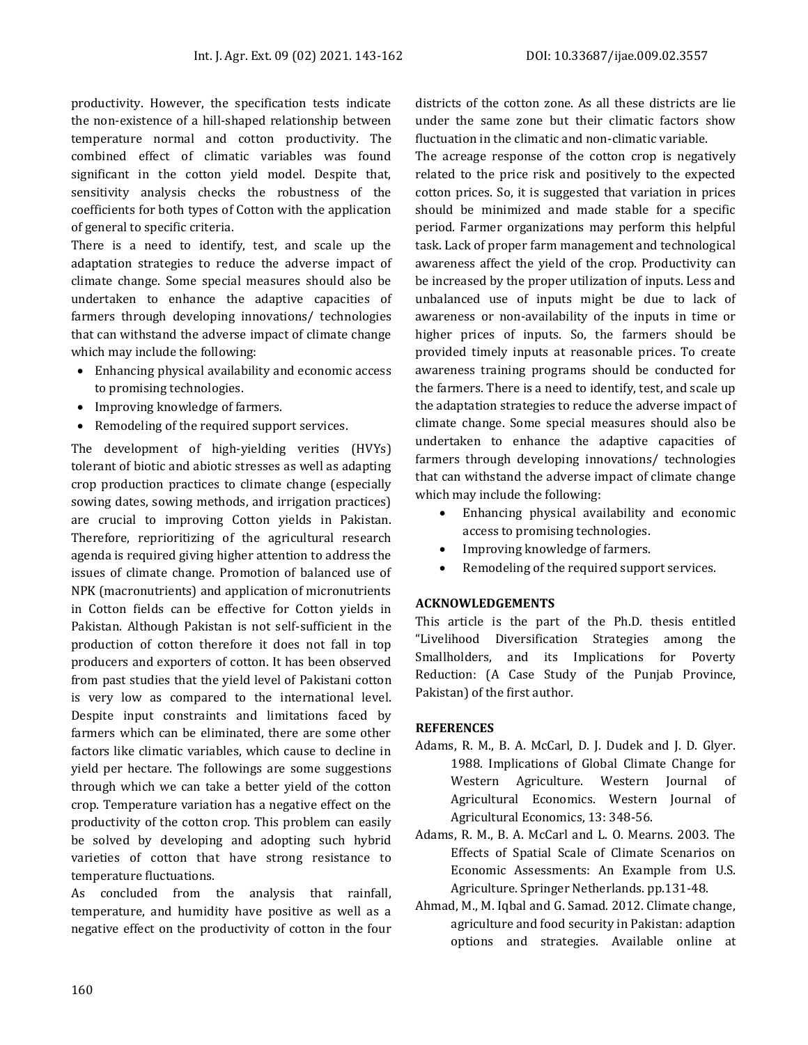productivity. However, the specification tests indicate the non-existence of a hill-shaped relationship between temperature normal and cotton productivity. The combined effect of climatic variables was found significant in the cotton yield model. Despite that, sensitivity analysis checks the robustness of the coefficients for both types of Cotton with the application of general to specific criteria.

There is a need to identify, test, and scale up the adaptation strategies to reduce the adverse impact of climate change. Some special measures should also be undertaken to enhance the adaptive capacities of farmers through developing innovations/ technologies that can withstand the adverse impact of climate change which may include the following:

- Enhancing physical availability and economic access to promising technologies.
- Improving knowledge of farmers.
- Remodeling of the required support services.

The development of high-yielding verities (HVYs) tolerant of biotic and abiotic stresses as well as adapting crop production practices to climate change (especially sowing dates, sowing methods, and irrigation practices) are crucial to improving Cotton yields in Pakistan. Therefore, reprioritizing of the agricultural research agenda is required giving higher attention to address the issues of climate change. Promotion of balanced use of NPK (macronutrients) and application of micronutrients in Cotton fields can be effective for Cotton yields in Pakistan. Although Pakistan is not self-sufficient in the production of cotton therefore it does not fall in top producers and exporters of cotton. It has been observed from past studies that the yield level of Pakistani cotton is very low as compared to the international level. Despite input constraints and limitations faced by farmers which can be eliminated, there are some other factors like climatic variables, which cause to decline in yield per hectare. The followings are some suggestions through which we can take a better yield of the cotton crop. Temperature variation has a negative effect on the productivity of the cotton crop. This problem can easily be solved by developing and adopting such hybrid varieties of cotton that have strong resistance to temperature fluctuations.

As concluded from the analysis that rainfall, temperature, and humidity have positive as well as a negative effect on the productivity of cotton in the four districts of the cotton zone. As all these districts are lie under the same zone but their climatic factors show fluctuation in the climatic and non-climatic variable.

The acreage response of the cotton crop is negatively related to the price risk and positively to the expected cotton prices. So, it is suggested that variation in prices should be minimized and made stable for a specific period. Farmer organizations may perform this helpful task. Lack of proper farm management and technological awareness affect the yield of the crop. Productivity can be increased by the proper utilization of inputs. Less and unbalanced use of inputs might be due to lack of awareness or non-availability of the inputs in time or higher prices of inputs. So, the farmers should be provided timely inputs at reasonable prices. To create awareness training programs should be conducted for the farmers. There is a need to identify, test, and scale up the adaptation strategies to reduce the adverse impact of climate change. Some special measures should also be undertaken to enhance the adaptive capacities of farmers through developing innovations/ technologies that can withstand the adverse impact of climate change which may include the following:

- Enhancing physical availability and economic access to promising technologies.
- Improving knowledge of farmers.
- Remodeling of the required support services.

## ACKNOWLEDGEMENTS

This article is the part of the Ph.D. thesis entitled "Livelihood Diversification Strategies among the Smallholders, and its Implications for Poverty Reduction: (A Case Study of the Punjab Province, Pakistan) of the first author.

## REFERENCES

Adams, R. M., B. A. McCarl, D. J. Dudek and J. D. Glyer. 1988. Implications of Global Climate Change for Western Agriculture. Western Journal of Agricultural Economics. Western Journal of Agricultural Economics, 13: 348-56.

Adams, R. M., B. A. McCarl and L. O. Mearns. 2003. The Effects of Spatial Scale of Climate Scenarios on Economic Assessments: An Example from U.S. Agriculture. Springer Netherlands. pp.131-48.

Ahmad, M., M. Iqbal and G. Samad. 2012. Climate change, agriculture and food security in Pakistan: adaption options and strategies. Available online at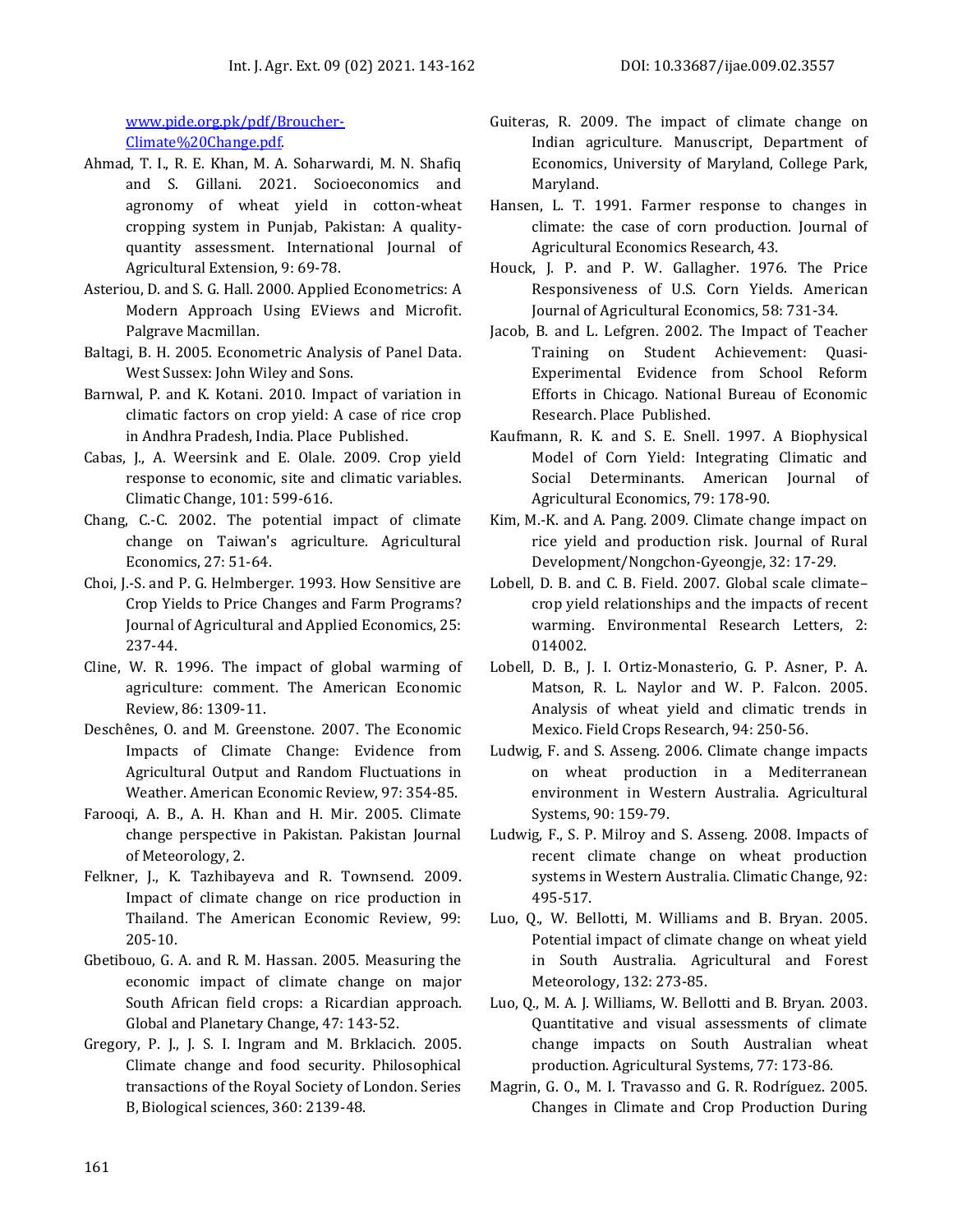www.pide.org.pk/pdf/Broucher-Climate%20Change.pdf.

Ahmad, T. I., R. E. Khan, M. A. Soharwardi, M. N. Shafiq and S. Gillani. 2021. Socioeconomics and agronomy of wheat yield in cotton-wheat cropping system in Punjab, Pakistan: A quality-quantity assessment. International Journal of Agricultural Extension, 9: 69-78.

Asteriou, D. and S. G. Hall. 2000. Applied Econometrics: A Modern Approach Using EViews and Microfit. Palgrave Macmillan.

Baltagi, B. H. 2005. Econometric Analysis of Panel Data. West Sussex: John Wiley and Sons.

Barnwal, P. and K. Kotani. 2010. Impact of variation in climatic factors on crop yield: A case of rice crop in Andhra Pradesh, India. Place Published.

Cabas, J., A. Weersink and E. Olale. 2009. Crop yield response to economic, site and climatic variables. Climatic Change, 101: 599-616.

Chang, C.-C. 2002. The potential impact of climate change on Taiwan's agriculture. Agricultural Economics, 27: 51-64.

Choi, J.-S. and P. G. Helmberger. 1993. How Sensitive are Crop Yields to Price Changes and Farm Programs? Journal of Agricultural and Applied Economics, 25: 237-44.

Cline, W. R. 1996. The impact of global warming of agriculture: comment. The American Economic Review, 86: 1309-11.

Deschênes, O. and M. Greenstone. 2007. The Economic Impacts of Climate Change: Evidence from Agricultural Output and Random Fluctuations in Weather. American Economic Review, 97: 354-85.

Farooqi, A. B., A. H. Khan and H. Mir. 2005. Climate change perspective in Pakistan. Pakistan Journal of Meteorology, 2.

Felkner, J., K. Tazhibayeva and R. Townsend. 2009. Impact of climate change on rice production in Thailand. The American Economic Review, 99: 205-10.

Gbetibouo, G. A. and R. M. Hassan. 2005. Measuring the economic impact of climate change on major South African field crops: a Ricardian approach. Global and Planetary Change, 47: 143-52.

Gregory, P. J., J. S. I. Ingram and M. Brklacich. 2005. Climate change and food security. Philosophical transactions of the Royal Society of London. Series B, Biological sciences, 360: 2139-48.

Guiteras, R. 2009. The impact of climate change on Indian agriculture. Manuscript, Department of Economics, University of Maryland, College Park, Maryland.

Hansen, L. T. 1991. Farmer response to changes in climate: the case of corn production. Journal of Agricultural Economics Research, 43.

Houck, J. P. and P. W. Gallagher. 1976. The Price Responsiveness of U.S. Corn Yields. American Journal of Agricultural Economics, 58: 731-34.

Jacob, B. and L. Lefgren. 2002. The Impact of Teacher Training on Student Achievement: Quasi-Experimental Evidence from School Reform Efforts in Chicago. National Bureau of Economic Research. Place Published.

Kaufmann, R. K. and S. E. Snell. 1997. A Biophysical Model of Corn Yield: Integrating Climatic and Social Determinants. American Journal of Agricultural Economics, 79: 178-90.

Kim, M.-K. and A. Pang. 2009. Climate change impact on rice yield and production risk. Journal of Rural Development/Nongchon-Gyeongje, 32: 17-29.

Lobell, D. B. and C. B. Field. 2007. Global scale climate–crop yield relationships and the impacts of recent warming. Environmental Research Letters, 2: 014002.

Lobell, D. B., J. I. Ortiz-Monasterio, G. P. Asner, P. A. Matson, R. L. Naylor and W. P. Falcon. 2005. Analysis of wheat yield and climatic trends in Mexico. Field Crops Research, 94: 250-56.

Ludwig, F. and S. Asseng. 2006. Climate change impacts on wheat production in a Mediterranean environment in Western Australia. Agricultural Systems, 90: 159-79.

Ludwig, F., S. P. Milroy and S. Asseng. 2008. Impacts of recent climate change on wheat production systems in Western Australia. Climatic Change, 92: 495-517.

Luo, Q., W. Bellotti, M. Williams and B. Bryan. 2005. Potential impact of climate change on wheat yield in South Australia. Agricultural and Forest Meteorology, 132: 273-85.

Luo, Q., M. A. J. Williams, W. Bellotti and B. Bryan. 2003. Quantitative and visual assessments of climate change impacts on South Australian wheat production. Agricultural Systems, 77: 173-86.

Magrin, G. O., M. I. Travasso and G. R. Rodríguez. 2005. Changes in Climate and Crop Production During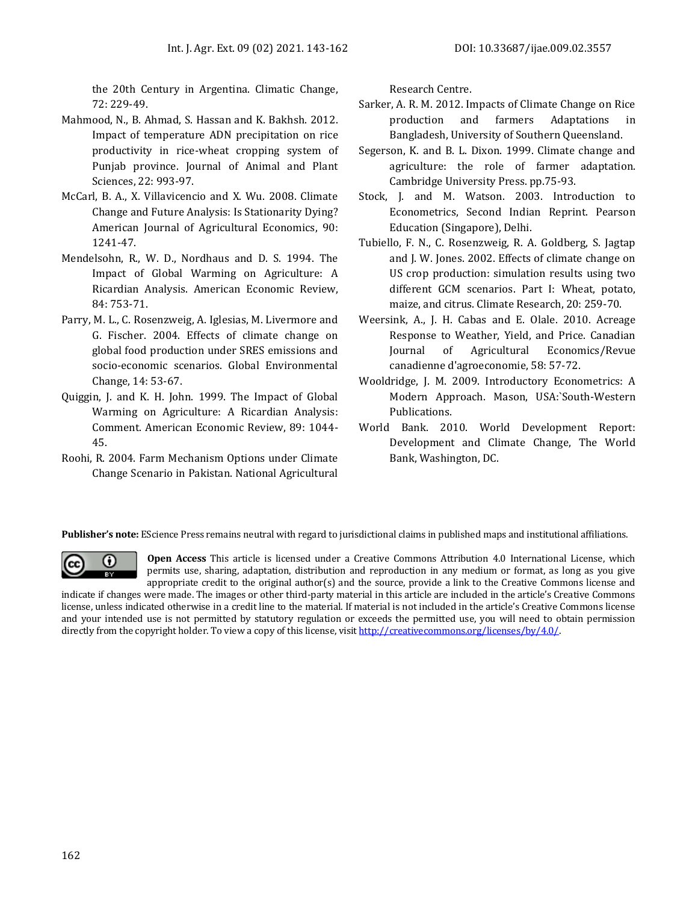the 20th Century in Argentina. Climatic Change, 72: 229-49.

Mahmood, N., B. Ahmad, S. Hassan and K. Bakhsh. 2012. Impact of temperature ADN precipitation on rice productivity in rice-wheat cropping system of Punjab province. Journal of Animal and Plant Sciences, 22: 993-97.

McCarl, B. A., X. Villavicencio and X. Wu. 2008. Climate Change and Future Analysis: Is Stationarity Dying? American Journal of Agricultural Economics, 90: 1241-47.

Mendelsohn, R., W. D., Nordhaus and D. S. 1994. The Impact of Global Warming on Agriculture: A Ricardian Analysis. American Economic Review, 84: 753-71.

Parry, M. L., C. Rosenzweig, A. Iglesias, M. Livermore and G. Fischer. 2004. Effects of climate change on global food production under SRES emissions and socio-economic scenarios. Global Environmental Change, 14: 53-67.

Quiggin, J. and K. H. John. 1999. The Impact of Global Warming on Agriculture: A Ricardian Analysis: Comment. American Economic Review, 89: 1044-45.

Roohi, R. 2004. Farm Mechanism Options under Climate Change Scenario in Pakistan. National Agricultural Research Centre.

Sarker, A. R. M. 2012. Impacts of Climate Change on Rice production and farmers Adaptations in Bangladesh, University of Southern Queensland.

Segerson, K. and B. L. Dixon. 1999. Climate change and agriculture: the role of farmer adaptation. Cambridge University Press. pp.75-93.

Stock, J. and M. Watson. 2003. Introduction to Econometrics, Second Indian Reprint. Pearson Education (Singapore), Delhi.

Tubiello, F. N., C. Rosenzweig, R. A. Goldberg, S. Jagtap and J. W. Jones. 2002. Effects of climate change on US crop production: simulation results using two different GCM scenarios. Part I: Wheat, potato, maize, and citrus. Climate Research, 20: 259-70.

Weersink, A., J. H. Cabas and E. Olale. 2010. Acreage Response to Weather, Yield, and Price. Canadian Journal of Agricultural Economics/Revue canadienne d'agroeconomie, 58: 57-72.

Wooldridge, J. M. 2009. Introductory Econometrics: A Modern Approach. Mason, USA:`South-Western Publications.

World Bank. 2010. World Development Report: Development and Climate Change, The World Bank, Washington, DC.

**Publisher's note:** EScience Press remains neutral with regard to jurisdictional claims in published maps and institutional affiliations.

**Open Access** This article is licensed under a Creative Commons Attribution 4.0 International License, which permits use, sharing, adaptation, distribution and reproduction in any medium or format, as long as you give appropriate credit to the original author(s) and the source, provide a link to the Creative Commons license and indicate if changes were made. The images or other third-party material in this article are included in the article's Creative Commons license, unless indicated otherwise in a credit line to the material. If material is not included in the article's Creative Commons license and your intended use is not permitted by statutory regulation or exceeds the permitted use, you will need to obtain permission directly from the copyright holder. To view a copy of this license, visit http://creativecommons.org/licenses/by/4.0/.